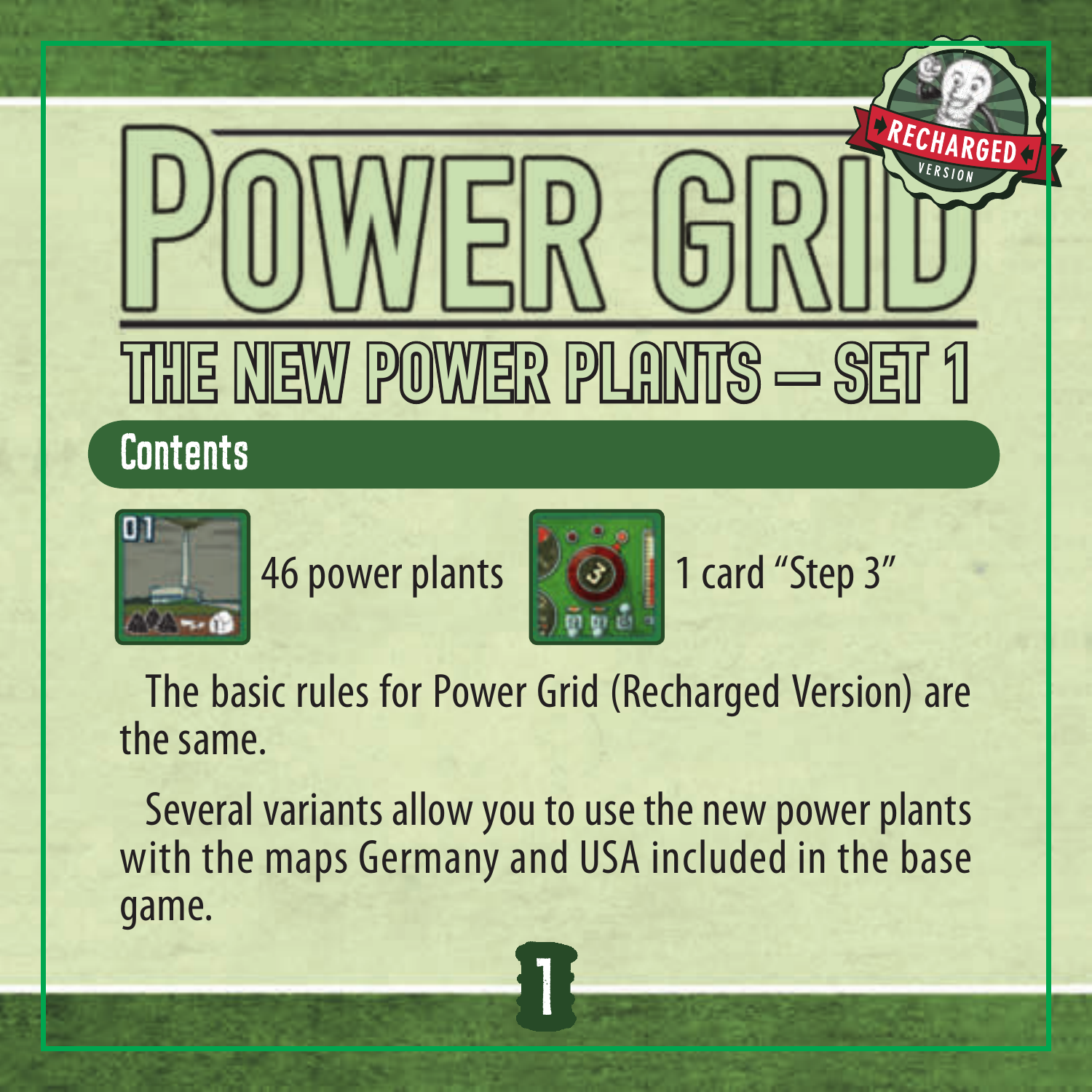# Power Grid

## The New Power Plants – Set 1

### Contents

46 power plants

1 card "Step 3"

The basic rules for Power Grid (Recharged Version) are the same.

Several variants allow you to use the new power plants with the maps Germany and USA included in the base game.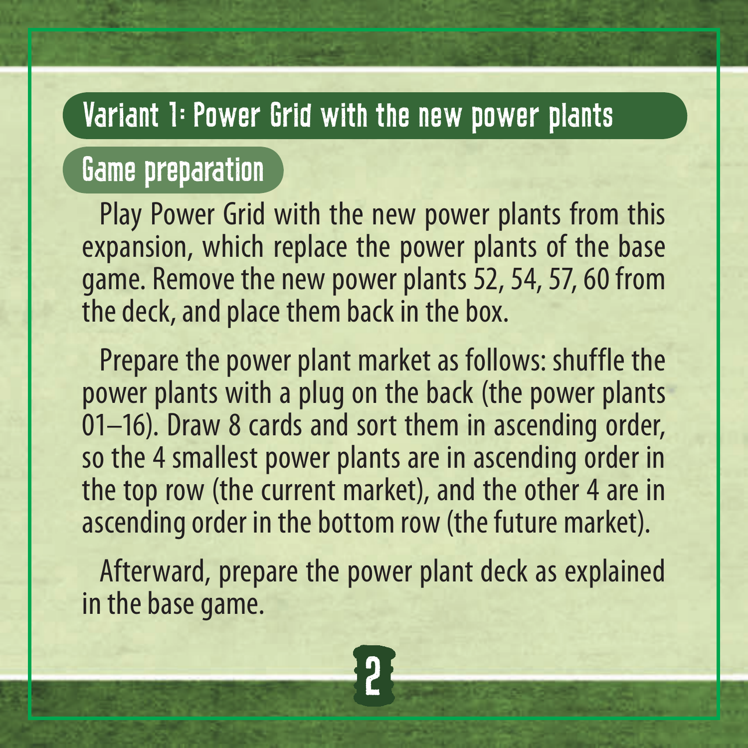## Variant 1: Power Grid with the new power plants

### Game preparation

Play Power Grid with the new power plants from this expansion, which replace the power plants of the base game. Remove the new power plants 52, 54, 57, 60 from the deck, and place them back in the box.

Prepare the power plant market as follows: shuffle the power plants with a plug on the back (the power plants 01–16). Draw 8 cards and sort them in ascending order, so the 4 smallest power plants are in ascending order in the top row (the current market), and the other 4 are in ascending order in the bottom row (the future market).

Afterward, prepare the power plant deck as explained in the base game.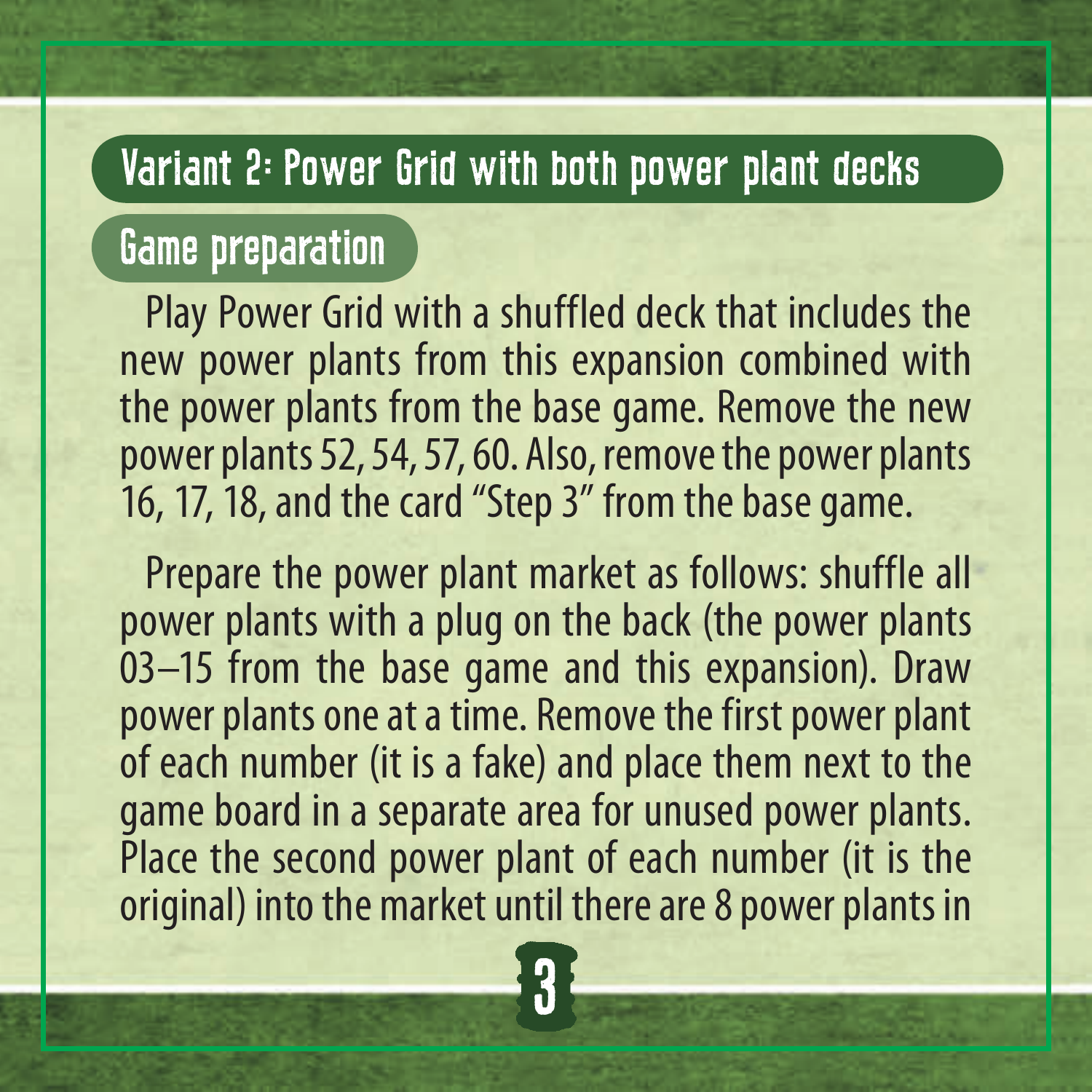## Variant 2: Power Grid with both power plant decks

### Game preparation

Play Power Grid with a shuffled deck that includes the new power plants from this expansion combined with the power plants from the base game. Remove the new power plants 52, 54, 57, 60. Also, remove the power plants 16, 17, 18, and the card "Step 3" from the base game.

Prepare the power plant market as follows: shuffle all power plants with a plug on the back (the power plants 03–15 from the base game and this expansion). Draw power plants one at a time. Remove the first power plant of each number (it is a fake) and place them next to the game board in a separate area for unused power plants. Place the second power plant of each number (it is the original) into the market until there are 8 power plants in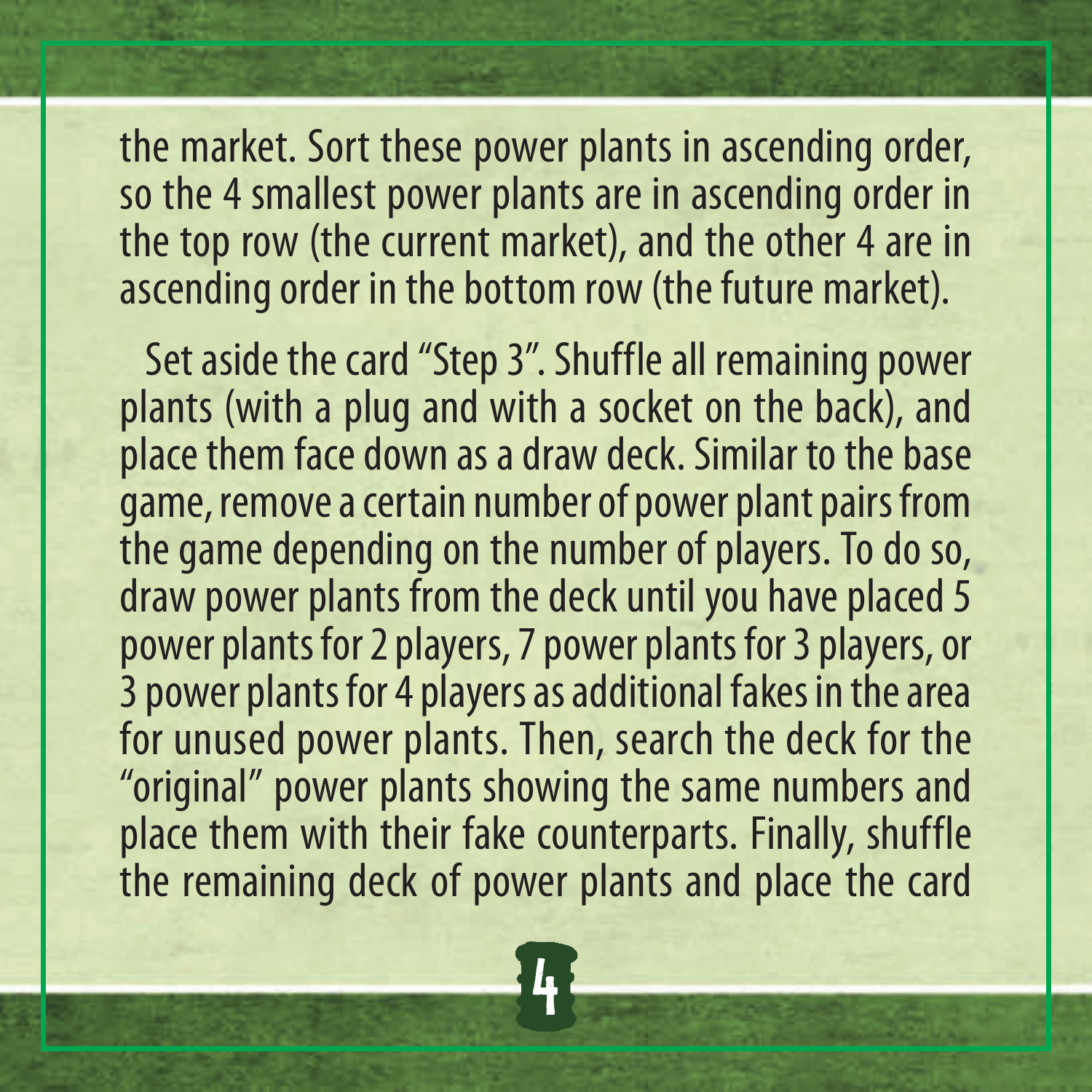the market. Sort these power plants in ascending order, so the 4 smallest power plants are in ascending order in the top row (the current market), and the other 4 are in ascending order in the bottom row (the future market).

Set aside the card “Step 3”. Shuffle all remaining power plants (with a plug and with a socket on the back), and place them face down as a draw deck. Similar to the base game, remove a certain number of power plant pairs from the game depending on the number of players. To do so, draw power plants from the deck until you have placed 5 power plants for 2 players, 7 power plants for 3 players, or 3 power plants for 4 players as additional fakes in the area for unused power plants. Then, search the deck for the “original” power plants showing the same numbers and place them with their fake counterparts. Finally, shuffle the remaining deck of power plants and place the card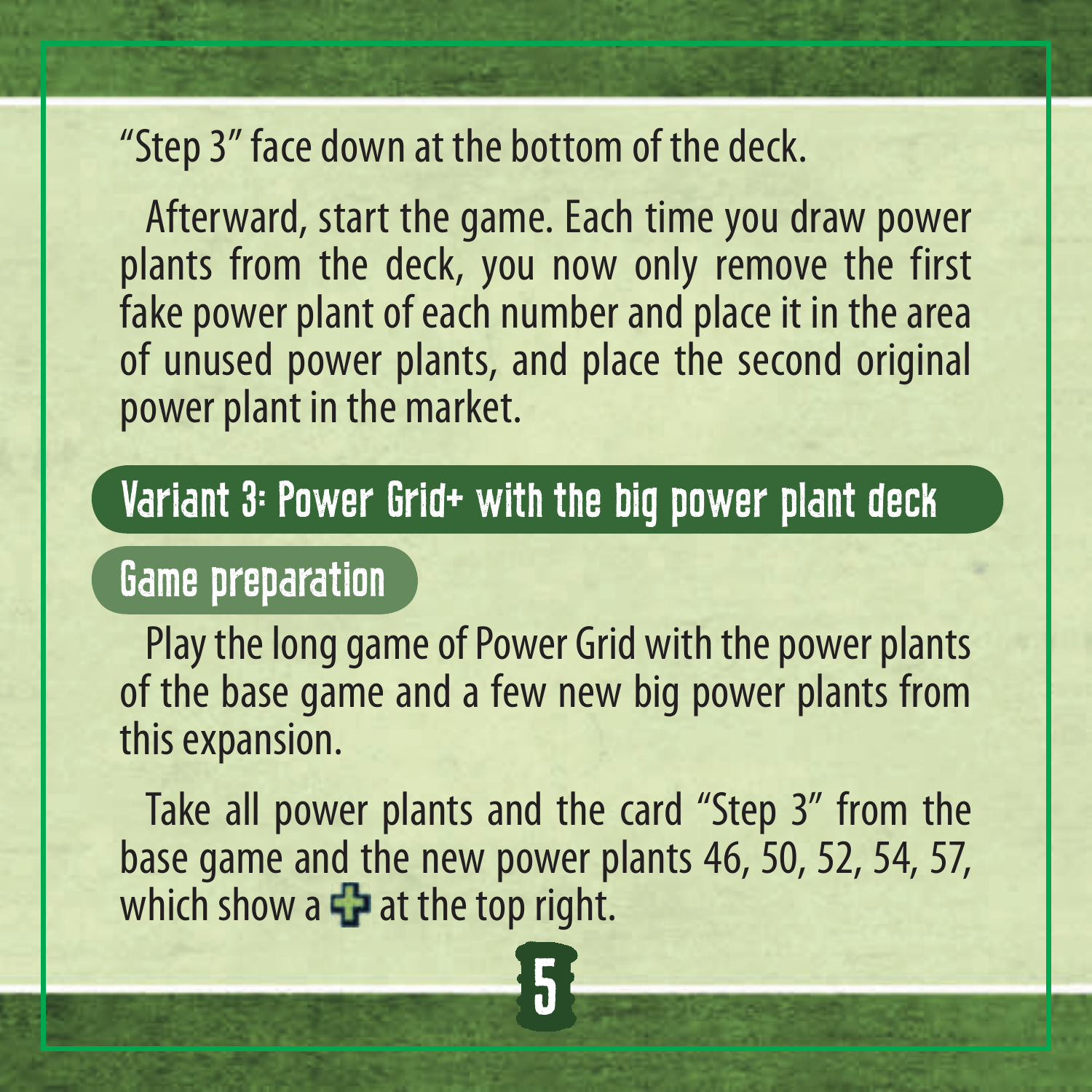"Step 3" face down at the bottom of the deck.

Afterward, start the game. Each time you draw power plants from the deck, you now only remove the first fake power plant of each number and place it in the area of unused power plants, and place the second original power plant in the market.

## Variant 3: Power Grid+ with the big power plant deck

### Game preparation

Play the long game of Power Grid with the power plants of the base game and a few new big power plants from this expansion.

Take all power plants and the card "Step 3" from the base game and the new power plants 46, 50, 52, 54, 57, which show a ✚ at the top right.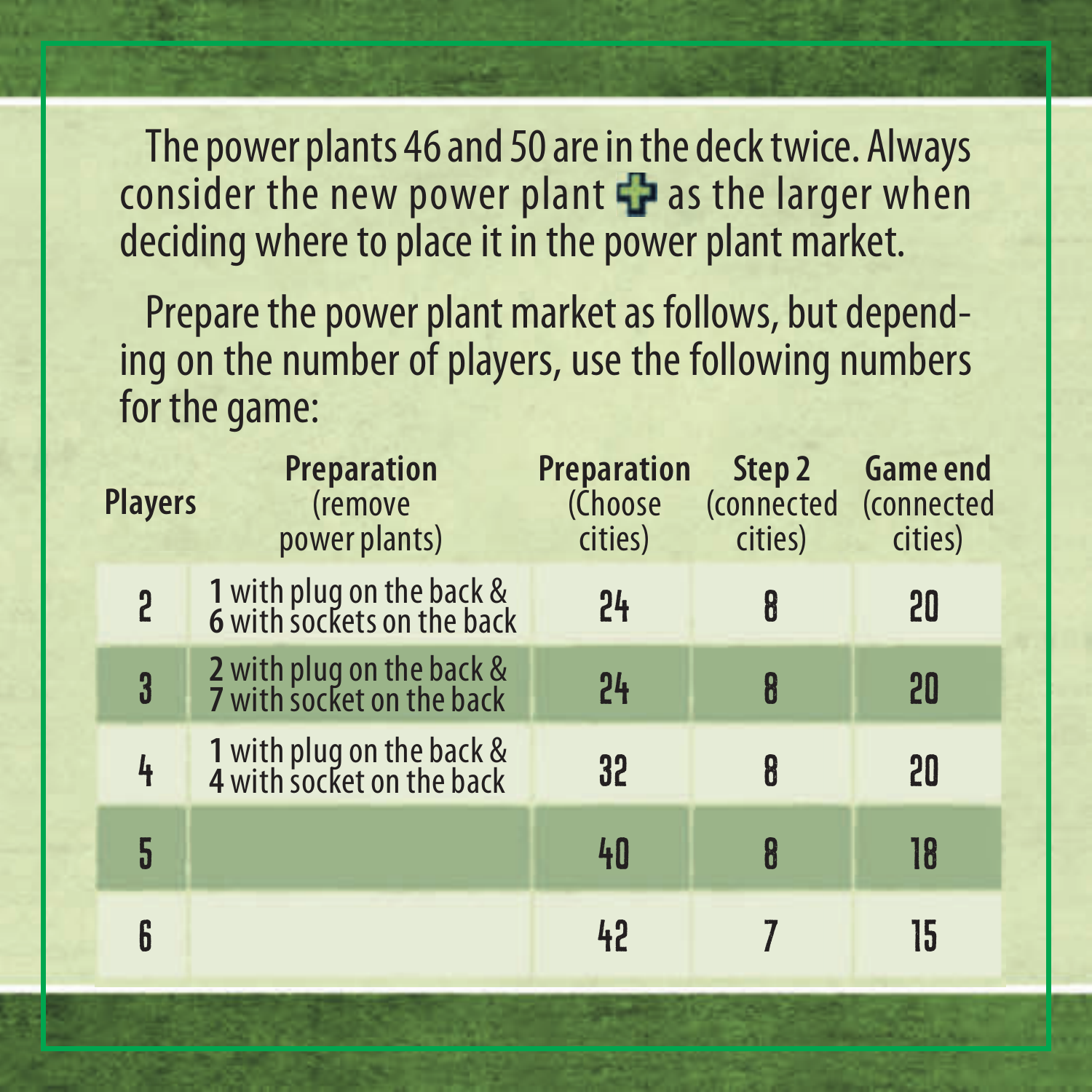The power plants 46 and 50 are in the deck twice. Always consider the new power plant ✚ as the larger when deciding where to place it in the power plant market.

Prepare the power plant market as follows, but depending on the number of players, use the following numbers for the game:

| Players | Preparation (remove power plants) | Preparation (Choose cities) | Step 2 (connected cities) | Game end (connected cities) |
|---|---|---|---|---|
| 2 | **1** with plug on the back & **6** with sockets on the back | 24 | 8 | 20 |
| 3 | **2** with plug on the back & **7** with socket on the back | 24 | 8 | 20 |
| 4 | **1** with plug on the back & **4** with socket on the back | 32 | 8 | 20 |
| 5 | | 40 | 8 | 18 |
| 6 | | 42 | 7 | 15 |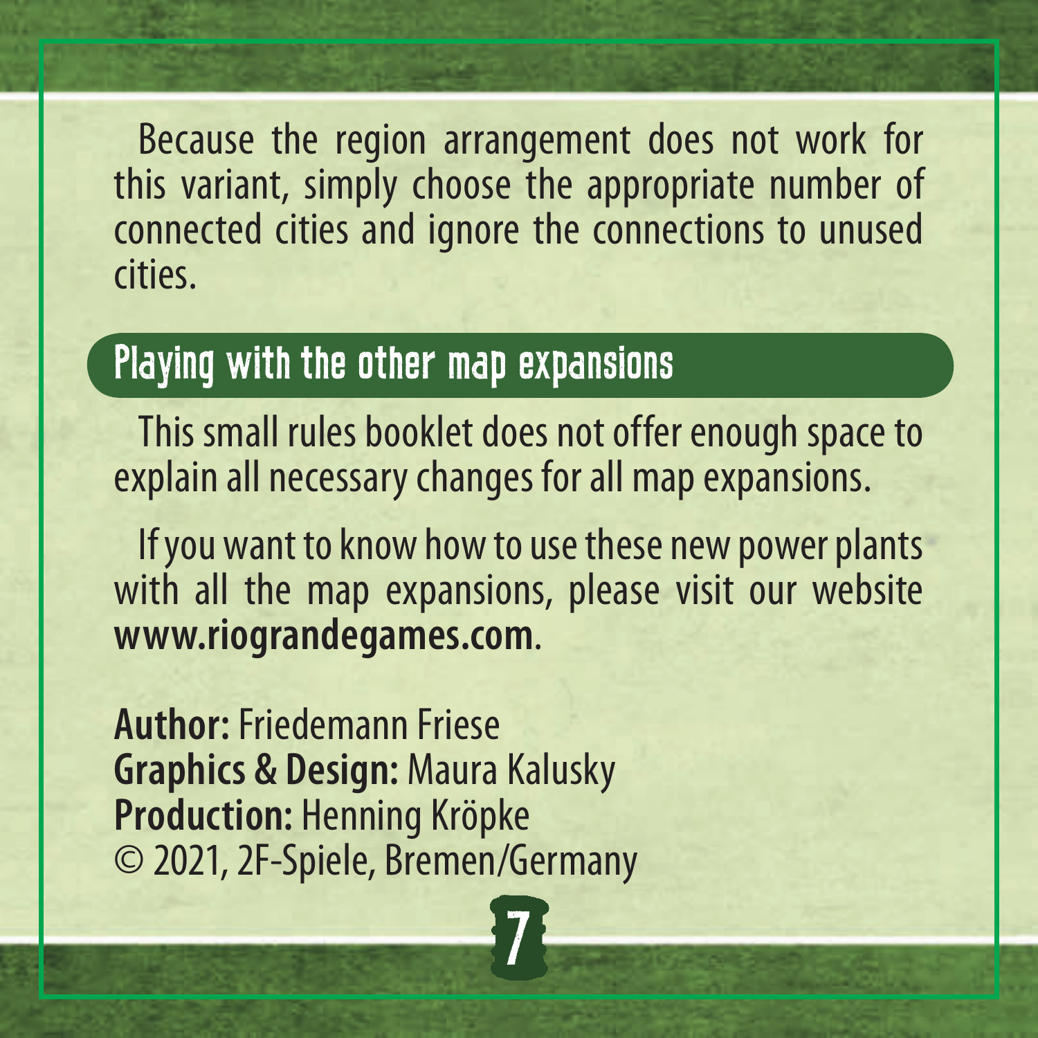Because the region arrangement does not work for this variant, simply choose the appropriate number of connected cities and ignore the connections to unused cities.

## Playing with the other map expansions

This small rules booklet does not offer enough space to explain all necessary changes for all map expansions.

If you want to know how to use these new power plants with all the map expansions, please visit our website **www.riograndegames.com**.

**Author:** Friedemann Friese
**Graphics & Design:** Maura Kalusky
**Production:** Henning Kröpke
© 2021, 2F-Spiele, Bremen/Germany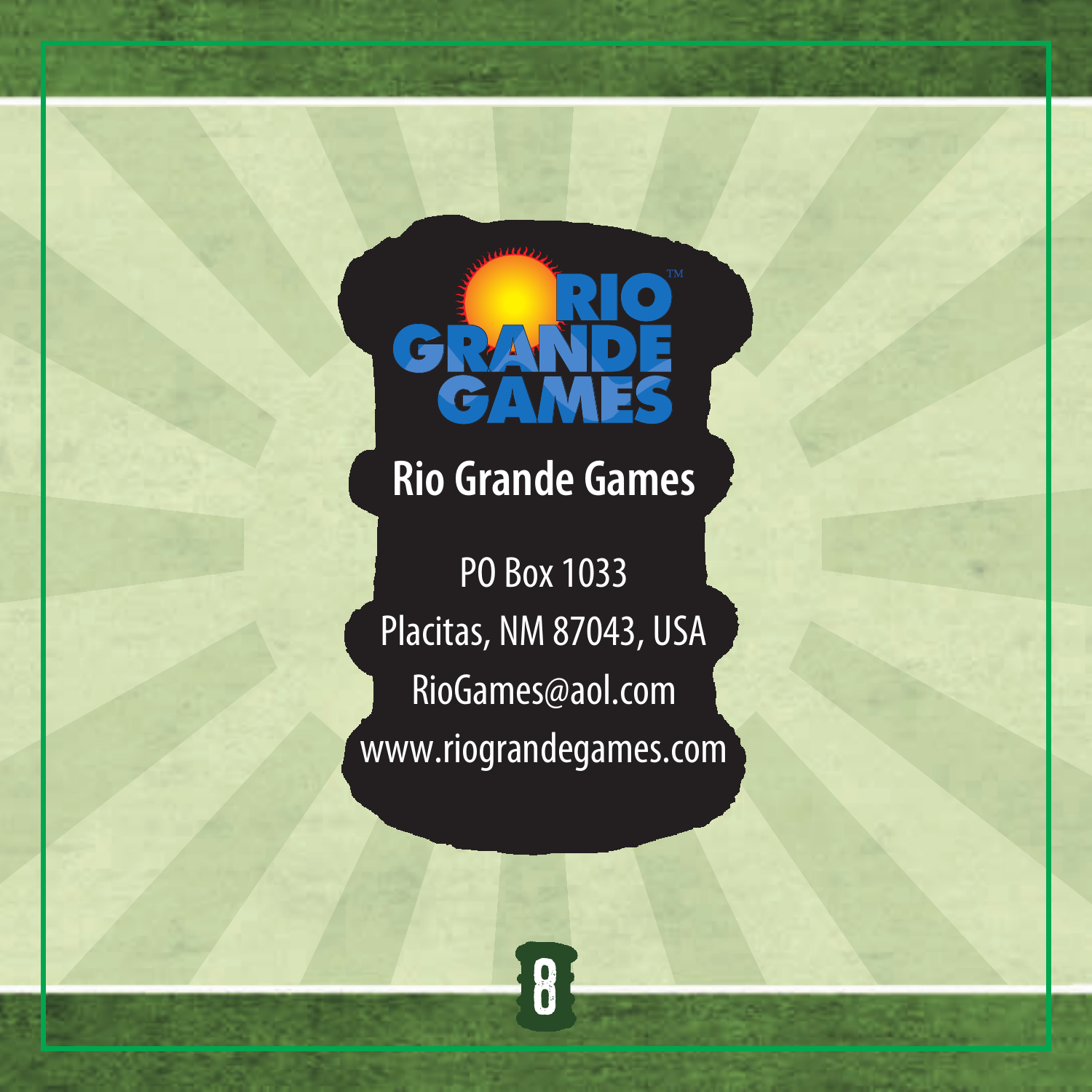**Rio Grande Games**

PO Box 1033

Placitas, NM 87043, USA

RioGames@aol.com

www.riograndegames.com